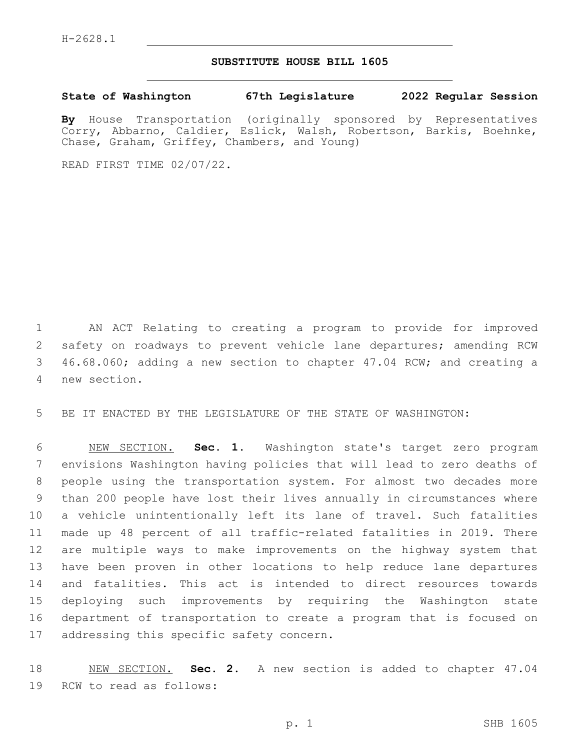H-2628.1

**SUBSTITUTE HOUSE BILL 1605**

**State of Washington 67th Legislature 2022 Regular Session**

**By** House Transportation (originally sponsored by Representatives Corry, Abbarno, Caldier, Eslick, Walsh, Robertson, Barkis, Boehnke, Chase, Graham, Griffey, Chambers, and Young)

READ FIRST TIME 02/07/22.

AN ACT Relating to creating a program to provide for improved safety on roadways to prevent vehicle lane departures; amending RCW 46.68.060; adding a new section to chapter 47.04 RCW; and creating a new section.

BE IT ENACTED BY THE LEGISLATURE OF THE STATE OF WASHINGTON:

NEW SECTION. **Sec. 1.** Washington state's target zero program envisions Washington having policies that will lead to zero deaths of people using the transportation system. For almost two decades more than 200 people have lost their lives annually in circumstances where a vehicle unintentionally left its lane of travel. Such fatalities made up 48 percent of all traffic-related fatalities in 2019. There are multiple ways to make improvements on the highway system that have been proven in other locations to help reduce lane departures and fatalities. This act is intended to direct resources towards deploying such improvements by requiring the Washington state department of transportation to create a program that is focused on addressing this specific safety concern.

NEW SECTION. **Sec. 2.** A new section is added to chapter 47.04 RCW to read as follows: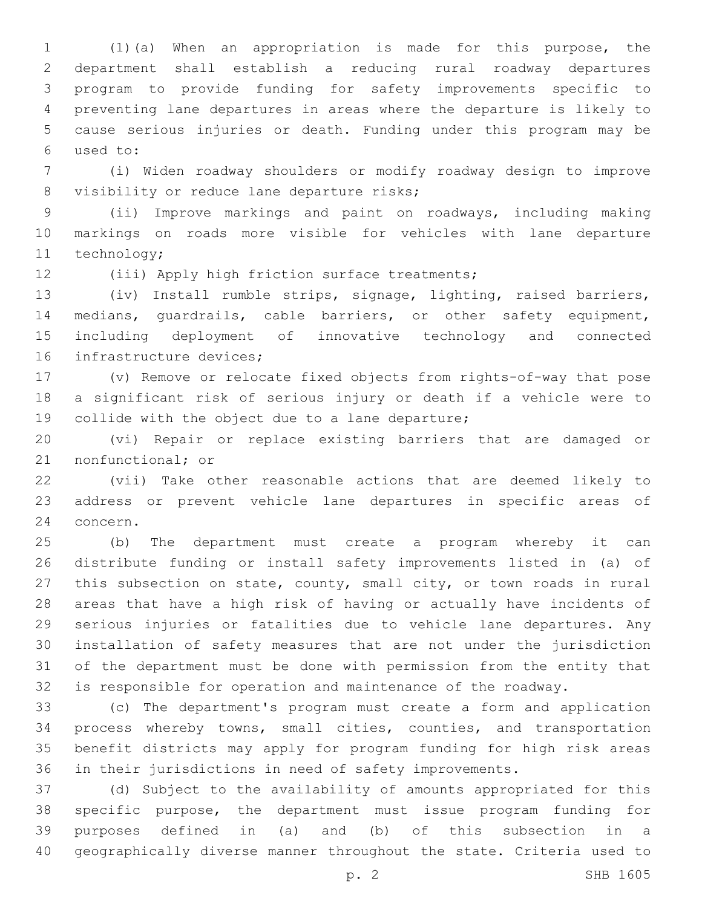(1)(a) When an appropriation is made for this purpose, the department shall establish a reducing rural roadway departures program to provide funding for safety improvements specific to preventing lane departures in areas where the departure is likely to cause serious injuries or death. Funding under this program may be used to:

(i) Widen roadway shoulders or modify roadway design to improve visibility or reduce lane departure risks;

(ii) Improve markings and paint on roadways, including making markings on roads more visible for vehicles with lane departure technology;

(iii) Apply high friction surface treatments;

(iv) Install rumble strips, signage, lighting, raised barriers, medians, guardrails, cable barriers, or other safety equipment, including deployment of innovative technology and connected infrastructure devices;

(v) Remove or relocate fixed objects from rights-of-way that pose a significant risk of serious injury or death if a vehicle were to collide with the object due to a lane departure;

(vi) Repair or replace existing barriers that are damaged or nonfunctional; or

(vii) Take other reasonable actions that are deemed likely to address or prevent vehicle lane departures in specific areas of concern.

(b) The department must create a program whereby it can distribute funding or install safety improvements listed in (a) of this subsection on state, county, small city, or town roads in rural areas that have a high risk of having or actually have incidents of serious injuries or fatalities due to vehicle lane departures. Any installation of safety measures that are not under the jurisdiction of the department must be done with permission from the entity that is responsible for operation and maintenance of the roadway.

(c) The department's program must create a form and application process whereby towns, small cities, counties, and transportation benefit districts may apply for program funding for high risk areas in their jurisdictions in need of safety improvements.

(d) Subject to the availability of amounts appropriated for this specific purpose, the department must issue program funding for purposes defined in (a) and (b) of this subsection in a geographically diverse manner throughout the state. Criteria used to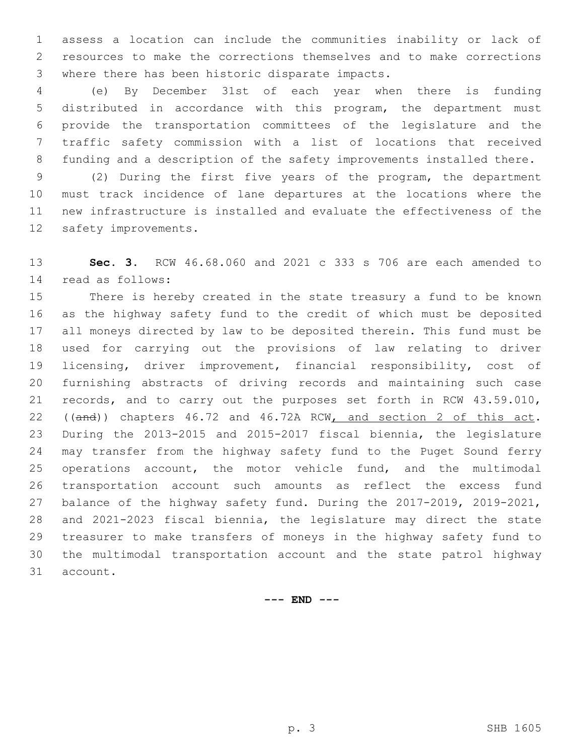assess a location can include the communities inability or lack of resources to make the corrections themselves and to make corrections where there has been historic disparate impacts.

(e) By December 31st of each year when there is funding distributed in accordance with this program, the department must provide the transportation committees of the legislature and the traffic safety commission with a list of locations that received funding and a description of the safety improvements installed there.

(2) During the first five years of the program, the department must track incidence of lane departures at the locations where the new infrastructure is installed and evaluate the effectiveness of the safety improvements.

**Sec. 3.** RCW 46.68.060 and 2021 c 333 s 706 are each amended to read as follows:

There is hereby created in the state treasury a fund to be known as the highway safety fund to the credit of which must be deposited all moneys directed by law to be deposited therein. This fund must be used for carrying out the provisions of law relating to driver licensing, driver improvement, financial responsibility, cost of furnishing abstracts of driving records and maintaining such case records, and to carry out the purposes set forth in RCW 43.59.010, ((~~and~~)) chapters 46.72 and 46.72A RCW, and section 2 of this act. During the 2013-2015 and 2015-2017 fiscal biennia, the legislature may transfer from the highway safety fund to the Puget Sound ferry operations account, the motor vehicle fund, and the multimodal transportation account such amounts as reflect the excess fund balance of the highway safety fund. During the 2017-2019, 2019-2021, and 2021-2023 fiscal biennia, the legislature may direct the state treasurer to make transfers of moneys in the highway safety fund to the multimodal transportation account and the state patrol highway account.

**--- END ---**